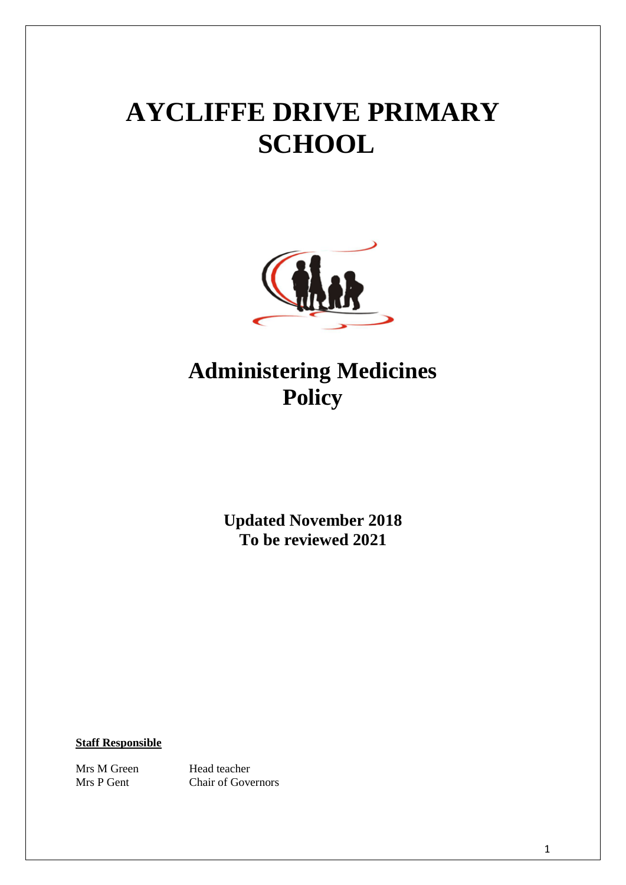# AYCLIFFE DRIVE PRIMARY SCHOOL

## Administering Medicines Policy

**Updated November 2018**
**To be reviewed 2021**

**Staff Responsible**

| | |
|---|---|
| Mrs M Green | Head teacher |
| Mrs P Gent | Chair of Governors |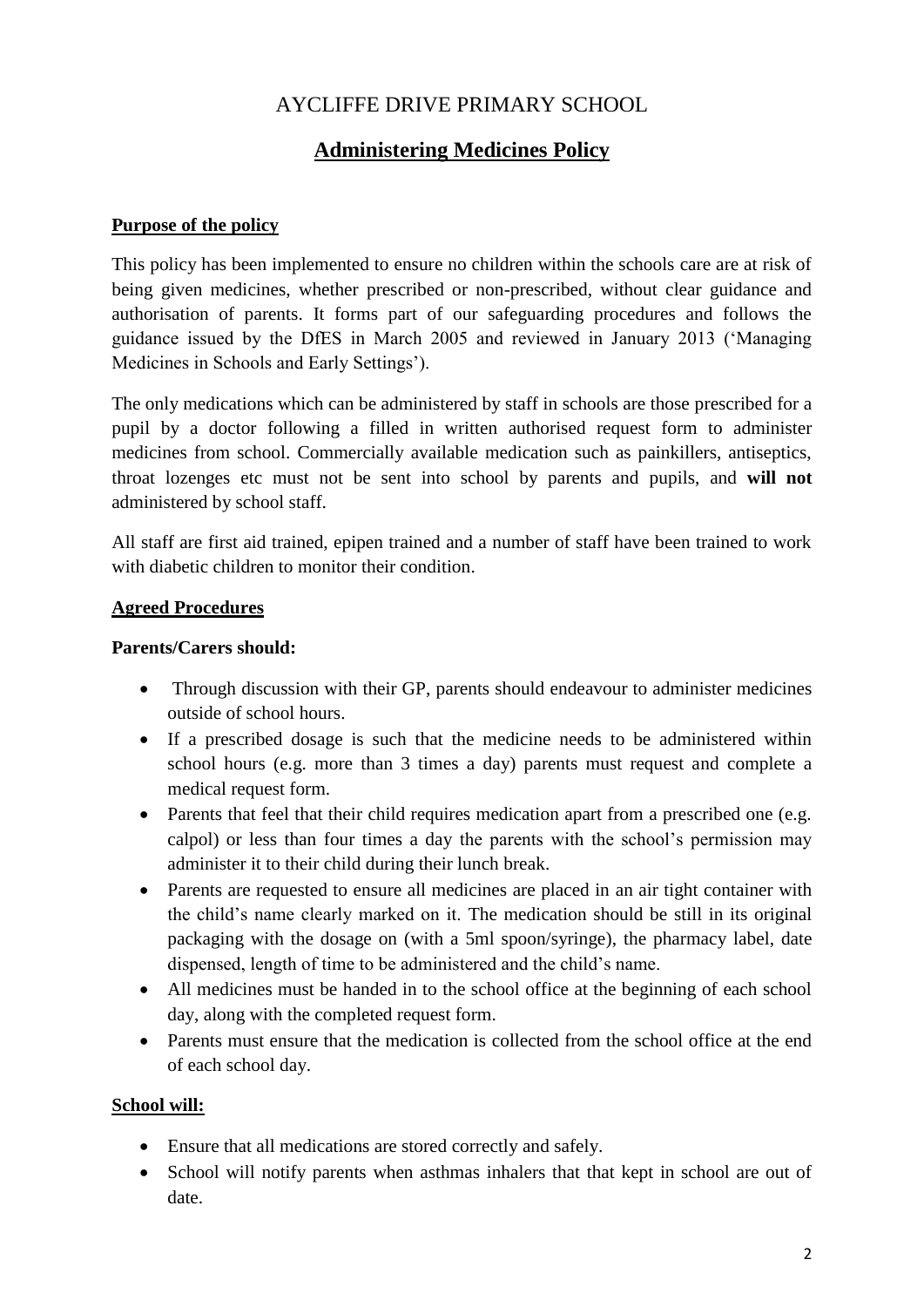# AYCLIFFE DRIVE PRIMARY SCHOOL

## Administering Medicines Policy

### Purpose of the policy

This policy has been implemented to ensure no children within the schools care are at risk of being given medicines, whether prescribed or non-prescribed, without clear guidance and authorisation of parents. It forms part of our safeguarding procedures and follows the guidance issued by the DfES in March 2005 and reviewed in January 2013 ('Managing Medicines in Schools and Early Settings').

The only medications which can be administered by staff in schools are those prescribed for a pupil by a doctor following a filled in written authorised request form to administer medicines from school. Commercially available medication such as painkillers, antiseptics, throat lozenges etc must not be sent into school by parents and pupils, and **will not** administered by school staff.

All staff are first aid trained, epipen trained and a number of staff have been trained to work with diabetic children to monitor their condition.

### Agreed Procedures

**Parents/Carers should:**

- Through discussion with their GP, parents should endeavour to administer medicines outside of school hours.
- If a prescribed dosage is such that the medicine needs to be administered within school hours (e.g. more than 3 times a day) parents must request and complete a medical request form.
- Parents that feel that their child requires medication apart from a prescribed one (e.g. calpol) or less than four times a day the parents with the school's permission may administer it to their child during their lunch break.
- Parents are requested to ensure all medicines are placed in an air tight container with the child's name clearly marked on it. The medication should be still in its original packaging with the dosage on (with a 5ml spoon/syringe), the pharmacy label, date dispensed, length of time to be administered and the child's name.
- All medicines must be handed in to the school office at the beginning of each school day, along with the completed request form.
- Parents must ensure that the medication is collected from the school office at the end of each school day.

### School will:

- Ensure that all medications are stored correctly and safely.
- School will notify parents when asthmas inhalers that that kept in school are out of date.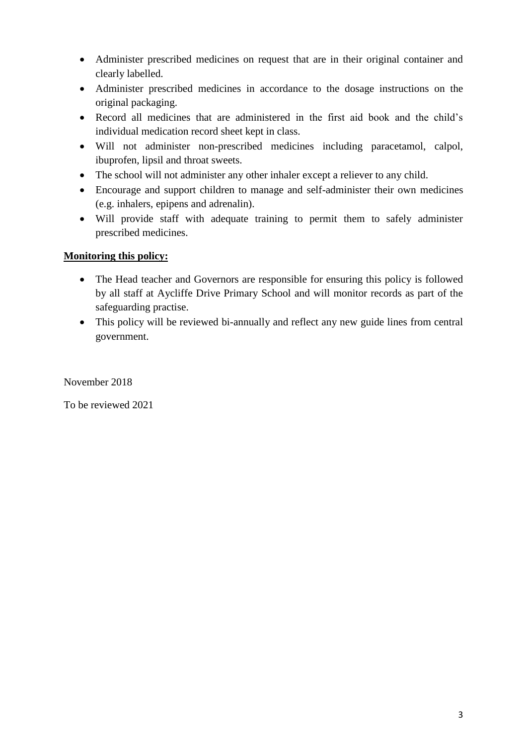- Administer prescribed medicines on request that are in their original container and clearly labelled.
- Administer prescribed medicines in accordance to the dosage instructions on the original packaging.
- Record all medicines that are administered in the first aid book and the child's individual medication record sheet kept in class.
- Will not administer non-prescribed medicines including paracetamol, calpol, ibuprofen, lipsil and throat sweets.
- The school will not administer any other inhaler except a reliever to any child.
- Encourage and support children to manage and self-administer their own medicines (e.g. inhalers, epipens and adrenalin).
- Will provide staff with adequate training to permit them to safely administer prescribed medicines.

**Monitoring this policy:**

- The Head teacher and Governors are responsible for ensuring this policy is followed by all staff at Aycliffe Drive Primary School and will monitor records as part of the safeguarding practise.
- This policy will be reviewed bi-annually and reflect any new guide lines from central government.

November 2018

To be reviewed 2021